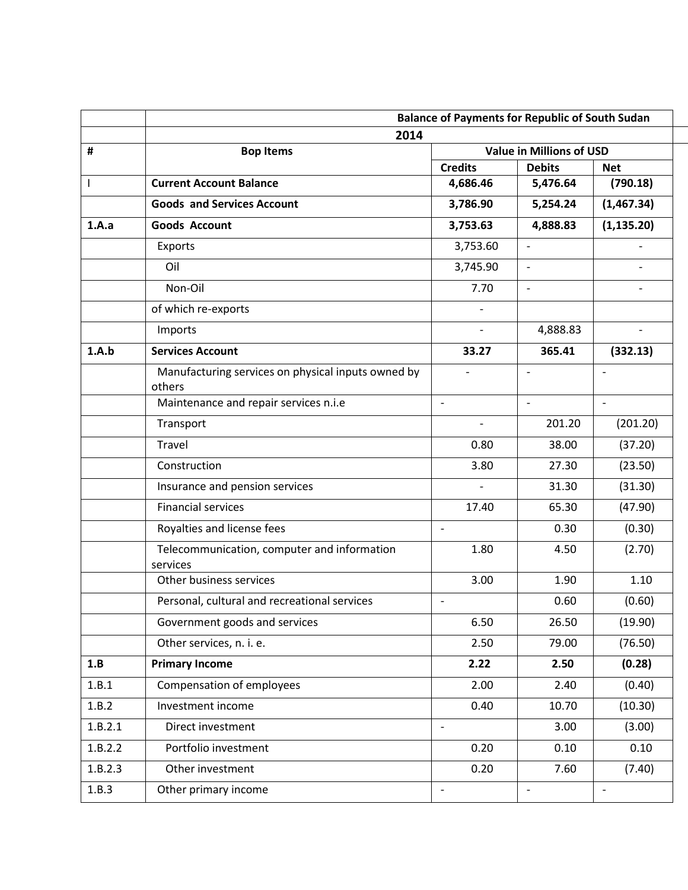| # | Bop Items | Value in Millions of USD | | |
|---|---|---|---|---|
| | **Balance of Payments for Republic of South Sudan** | | | |
| | **2014** | | | |
| | | **Credits** | **Debits** | **Net** |
| I | **Current Account Balance** | **4,686.46** | **5,476.64** | **(790.18)** |
| | **Goods and Services Account** | **3,786.90** | **5,254.24** | **(1,467.34)** |
| **1.A.a** | **Goods Account** | **3,753.63** | **4,888.83** | **(1,135.20)** |
| | Exports | 3,753.60 | - | - |
| | Oil | 3,745.90 | - | - |
| | Non-Oil | 7.70 | - | - |
| | of which re-exports | - | | |
| | Imports | - | 4,888.83 | - |
| **1.A.b** | **Services Account** | **33.27** | **365.41** | **(332.13)** |
| | Manufacturing services on physical inputs owned by others | - | - | - |
| | Maintenance and repair services n.i.e | - | - | - |
| | Transport | - | 201.20 | (201.20) |
| | Travel | 0.80 | 38.00 | (37.20) |
| | Construction | 3.80 | 27.30 | (23.50) |
| | Insurance and pension services | - | 31.30 | (31.30) |
| | Financial services | 17.40 | 65.30 | (47.90) |
| | Royalties and license fees | - | 0.30 | (0.30) |
| | Telecommunication, computer and information services | 1.80 | 4.50 | (2.70) |
| | Other business services | 3.00 | 1.90 | 1.10 |
| | Personal, cultural and recreational services | - | 0.60 | (0.60) |
| | Government goods and services | 6.50 | 26.50 | (19.90) |
| | Other services, n. i. e. | 2.50 | 79.00 | (76.50) |
| **1.B** | **Primary Income** | **2.22** | **2.50** | **(0.28)** |
| 1.B.1 | Compensation of employees | 2.00 | 2.40 | (0.40) |
| 1.B.2 | Investment income | 0.40 | 10.70 | (10.30) |
| 1.B.2.1 | Direct investment | - | 3.00 | (3.00) |
| 1.B.2.2 | Portfolio investment | 0.20 | 0.10 | 0.10 |
| 1.B.2.3 | Other investment | 0.20 | 7.60 | (7.40) |
| 1.B.3 | Other primary income | - | - | - |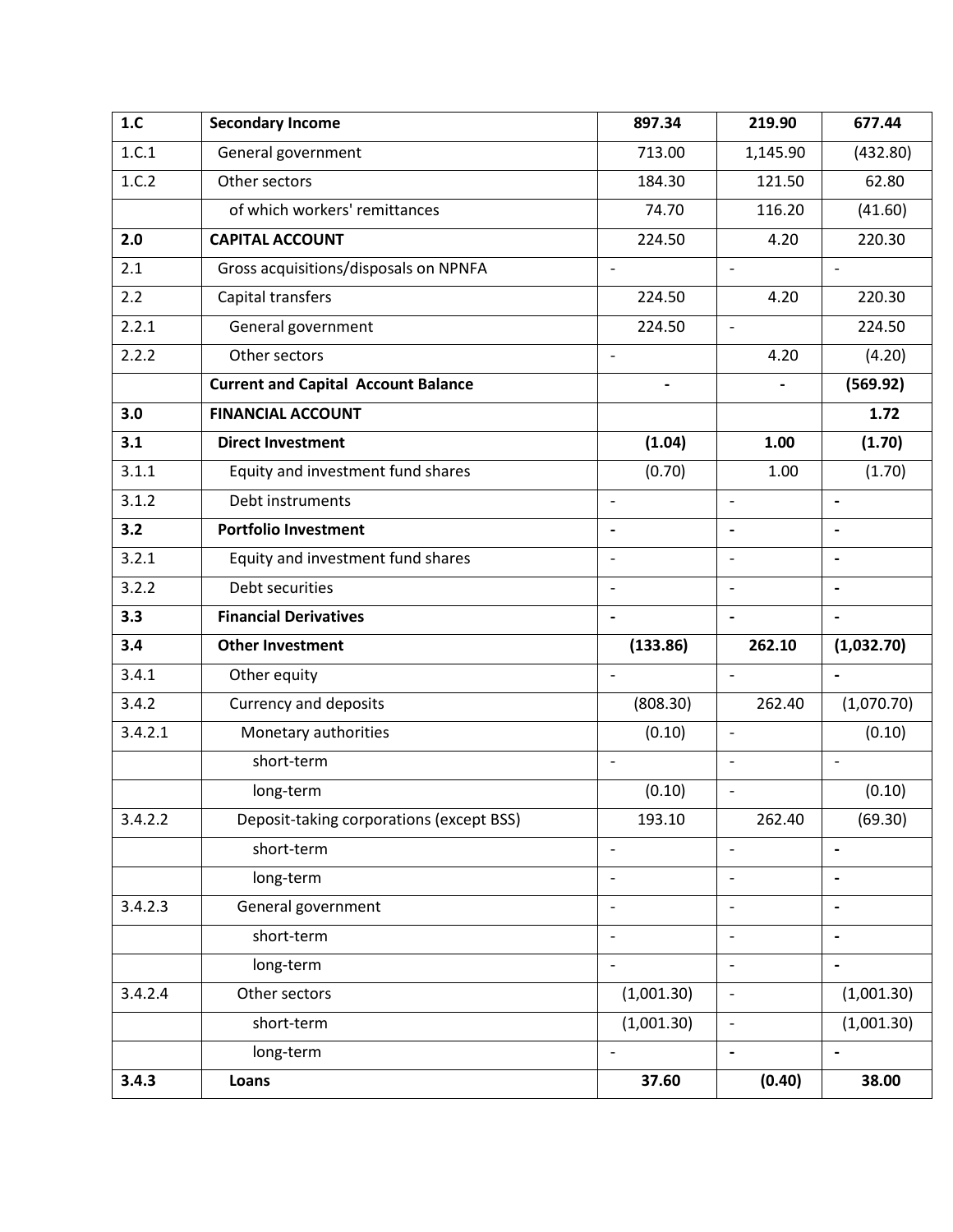| | | | | |
|---|---|---|---|---|
| **1.C** | **Secondary Income** | **897.34** | **219.90** | **677.44** |
| 1.C.1 | General government | 713.00 | 1,145.90 | (432.80) |
| 1.C.2 | Other sectors | 184.30 | 121.50 | 62.80 |
| | of which workers' remittances | 74.70 | 116.20 | (41.60) |
| **2.0** | **CAPITAL ACCOUNT** | 224.50 | 4.20 | 220.30 |
| 2.1 | Gross acquisitions/disposals on NPNFA | - | - | - |
| 2.2 | Capital transfers | 224.50 | 4.20 | 220.30 |
| 2.2.1 | General government | 224.50 | - | 224.50 |
| 2.2.2 | Other sectors | - | 4.20 | (4.20) |
| | **Current and Capital Account Balance** | **-** | **-** | **(569.92)** |
| **3.0** | **FINANCIAL ACCOUNT** | | | **1.72** |
| **3.1** | **Direct Investment** | **(1.04)** | **1.00** | **(1.70)** |
| 3.1.1 | Equity and investment fund shares | (0.70) | 1.00 | (1.70) |
| 3.1.2 | Debt instruments | - | - | - |
| **3.2** | **Portfolio Investment** | - | - | - |
| 3.2.1 | Equity and investment fund shares | - | - | - |
| 3.2.2 | Debt securities | - | - | - |
| **3.3** | **Financial Derivatives** | - | - | - |
| **3.4** | **Other Investment** | **(133.86)** | **262.10** | **(1,032.70)** |
| 3.4.1 | Other equity | - | - | - |
| 3.4.2 | Currency and deposits | (808.30) | 262.40 | (1,070.70) |
| 3.4.2.1 | Monetary authorities | (0.10) | - | (0.10) |
| | short-term | - | - | - |
| | long-term | (0.10) | - | (0.10) |
| 3.4.2.2 | Deposit-taking corporations (except BSS) | 193.10 | 262.40 | (69.30) |
| | short-term | - | - | - |
| | long-term | - | - | - |
| 3.4.2.3 | General government | - | - | - |
| | short-term | - | - | - |
| | long-term | - | - | - |
| 3.4.2.4 | Other sectors | (1,001.30) | - | (1,001.30) |
| | short-term | (1,001.30) | - | (1,001.30) |
| | long-term | - | - | - |
| **3.4.3** | **Loans** | **37.60** | **(0.40)** | **38.00** |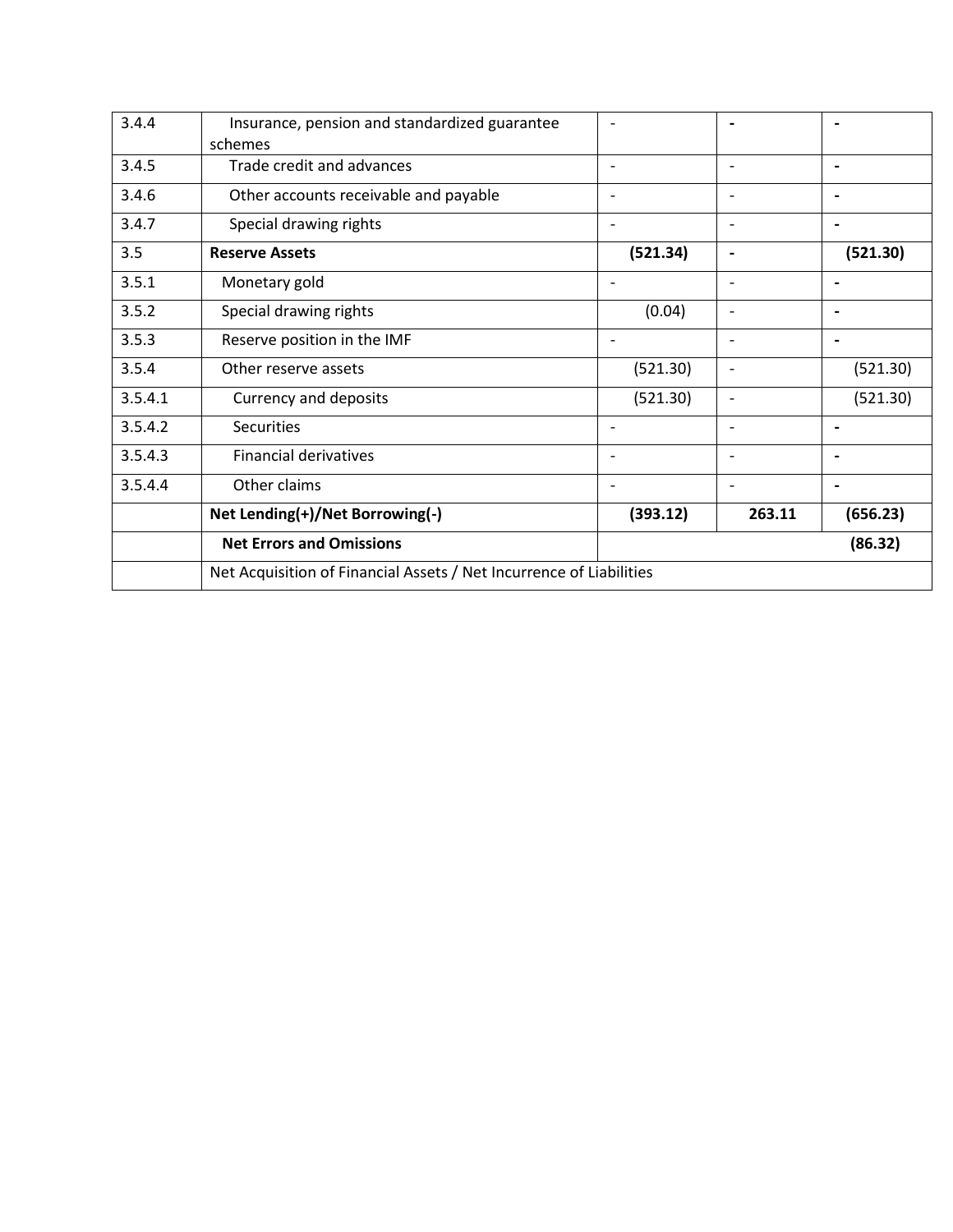| | | | | |
|---|---|---|---|---|
| 3.4.4 | Insurance, pension and standardized guarantee schemes | - | - | - |
| 3.4.5 | Trade credit and advances | - | - | - |
| 3.4.6 | Other accounts receivable and payable | - | - | - |
| 3.4.7 | Special drawing rights | - | - | - |
| 3.5 | **Reserve Assets** | **(521.34)** | **-** | **(521.30)** |
| 3.5.1 | Monetary gold | - | - | - |
| 3.5.2 | Special drawing rights | (0.04) | - | - |
| 3.5.3 | Reserve position in the IMF | - | - | - |
| 3.5.4 | Other reserve assets | (521.30) | - | (521.30) |
| 3.5.4.1 | Currency and deposits | (521.30) | - | (521.30) |
| 3.5.4.2 | Securities | - | - | - |
| 3.5.4.3 | Financial derivatives | - | - | - |
| 3.5.4.4 | Other claims | - | - | - |
| | **Net Lending(+)/Net Borrowing(-)** | **(393.12)** | **263.11** | **(656.23)** |
| | **Net Errors and Omissions** | | | **(86.32)** |
| | Net Acquisition of Financial Assets / Net Incurrence of Liabilities | | | |